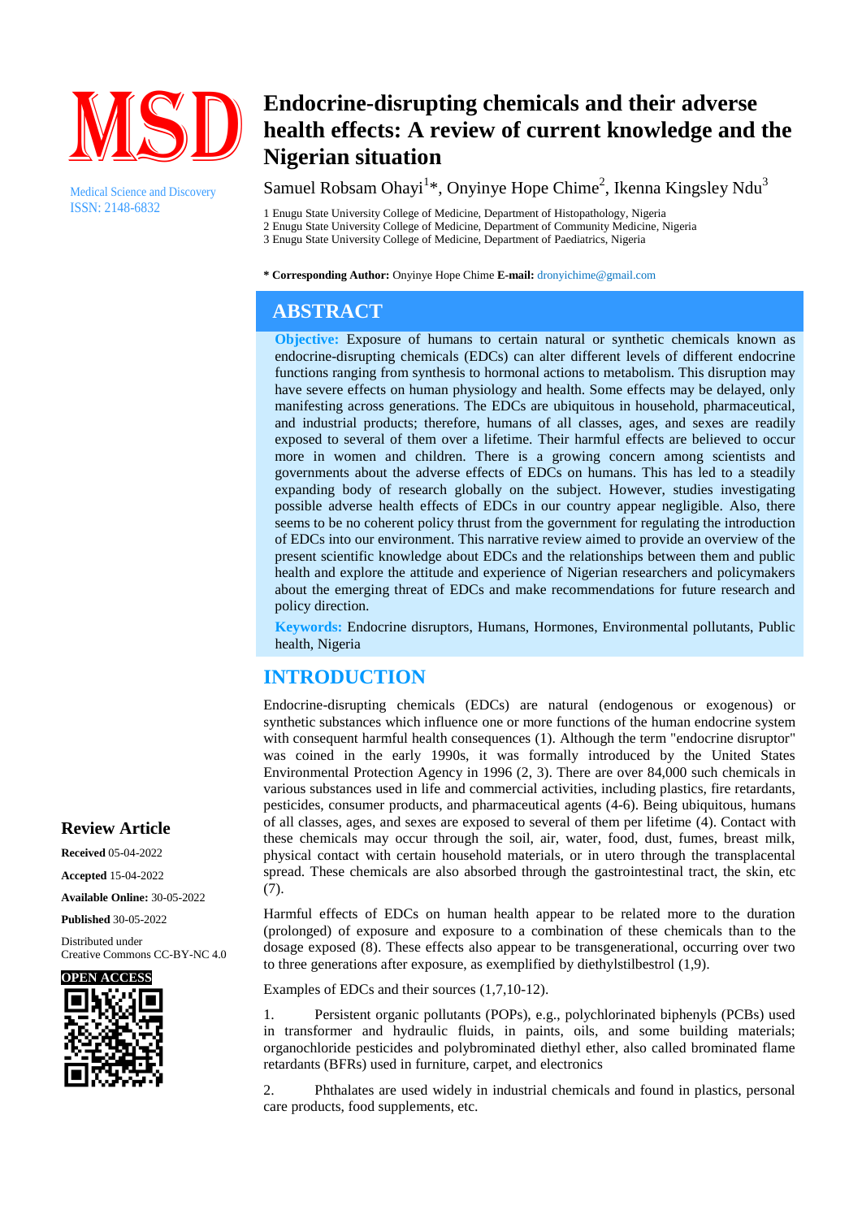Medical Science and Discovery
ISSN: 2148-6832

# Endocrine-disrupting chemicals and their adverse health effects: A review of current knowledge and the Nigerian situation

Samuel Robsam Ohayi[1]*, Onyinye Hope Chime[2], Ikenna Kingsley Ndu[3]

1 Enugu State University College of Medicine, Department of Histopathology, Nigeria
2 Enugu State University College of Medicine, Department of Community Medicine, Nigeria
3 Enugu State University College of Medicine, Department of Paediatrics, Nigeria

**\* Corresponding Author:** Onyinye Hope Chime **E-mail:** dronyichime@gmail.com

**Review Article**

**Received** 05-04-2022

**Accepted** 15-04-2022

**Available Online:** 30-05-2022

**Published** 30-05-2022

Distributed under Creative Commons CC-BY-NC 4.0

OPEN ACCESS

## ABSTRACT

**Objective:** Exposure of humans to certain natural or synthetic chemicals known as endocrine-disrupting chemicals (EDCs) can alter different levels of different endocrine functions ranging from synthesis to hormonal actions to metabolism. This disruption may have severe effects on human physiology and health. Some effects may be delayed, only manifesting across generations. The EDCs are ubiquitous in household, pharmaceutical, and industrial products; therefore, humans of all classes, ages, and sexes are readily exposed to several of them over a lifetime. Their harmful effects are believed to occur more in women and children. There is a growing concern among scientists and governments about the adverse effects of EDCs on humans. This has led to a steadily expanding body of research globally on the subject. However, studies investigating possible adverse health effects of EDCs in our country appear negligible. Also, there seems to be no coherent policy thrust from the government for regulating the introduction of EDCs into our environment. This narrative review aimed to provide an overview of the present scientific knowledge about EDCs and the relationships between them and public health and explore the attitude and experience of Nigerian researchers and policymakers about the emerging threat of EDCs and make recommendations for future research and policy direction.

**Keywords:** Endocrine disruptors, Humans, Hormones, Environmental pollutants, Public health, Nigeria

## INTRODUCTION

Endocrine-disrupting chemicals (EDCs) are natural (endogenous or exogenous) or synthetic substances which influence one or more functions of the human endocrine system with consequent harmful health consequences (1). Although the term "endocrine disruptor" was coined in the early 1990s, it was formally introduced by the United States Environmental Protection Agency in 1996 (2, 3). There are over 84,000 such chemicals in various substances used in life and commercial activities, including plastics, fire retardants, pesticides, consumer products, and pharmaceutical agents (4-6). Being ubiquitous, humans of all classes, ages, and sexes are exposed to several of them per lifetime (4). Contact with these chemicals may occur through the soil, air, water, food, dust, fumes, breast milk, physical contact with certain household materials, or in utero through the transplacental spread. These chemicals are also absorbed through the gastrointestinal tract, the skin, etc (7).

Harmful effects of EDCs on human health appear to be related more to the duration (prolonged) of exposure and exposure to a combination of these chemicals than to the dosage exposed (8). These effects also appear to be transgenerational, occurring over two to three generations after exposure, as exemplified by diethylstilbestrol (1,9).

Examples of EDCs and their sources (1,7,10-12).

1. Persistent organic pollutants (POPs), e.g., polychlorinated biphenyls (PCBs) used in transformer and hydraulic fluids, in paints, oils, and some building materials; organochloride pesticides and polybrominated diethyl ether, also called brominated flame retardants (BFRs) used in furniture, carpet, and electronics

2. Phthalates are used widely in industrial chemicals and found in plastics, personal care products, food supplements, etc.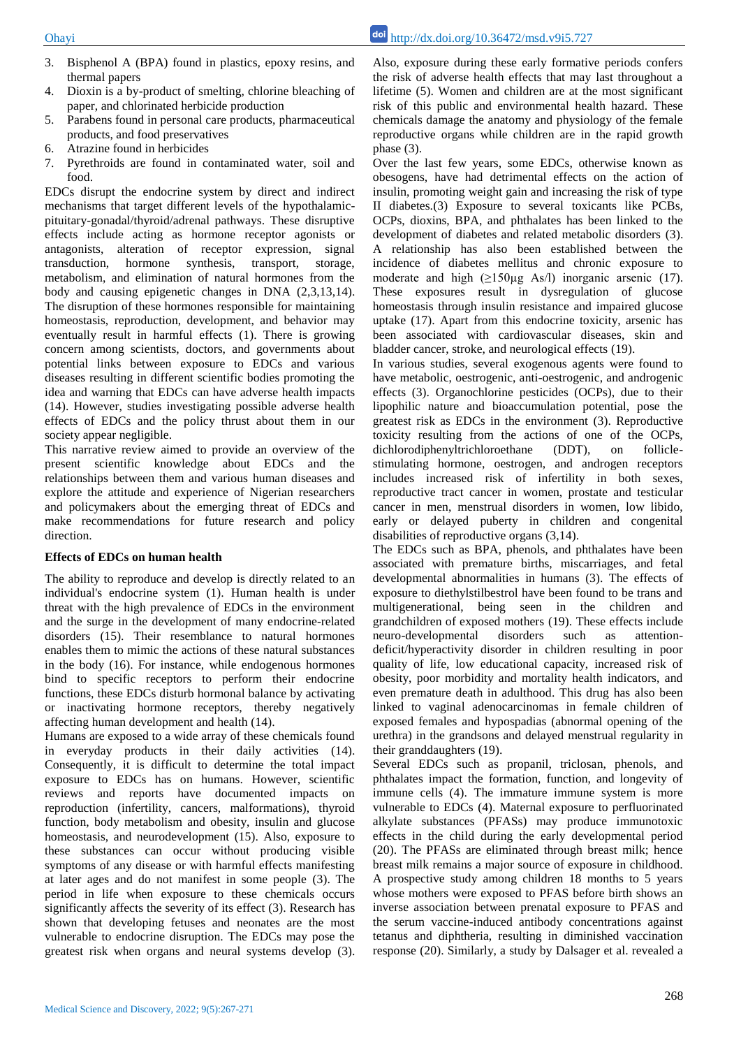3. Bisphenol A (BPA) found in plastics, epoxy resins, and thermal papers
4. Dioxin is a by-product of smelting, chlorine bleaching of paper, and chlorinated herbicide production
5. Parabens found in personal care products, pharmaceutical products, and food preservatives
6. Atrazine found in herbicides
7. Pyrethroids are found in contaminated water, soil and food.

EDCs disrupt the endocrine system by direct and indirect mechanisms that target different levels of the hypothalamic-pituitary-gonadal/thyroid/adrenal pathways. These disruptive effects include acting as hormone receptor agonists or antagonists, alteration of receptor expression, signal transduction, hormone synthesis, transport, storage, metabolism, and elimination of natural hormones from the body and causing epigenetic changes in DNA (2,3,13,14). The disruption of these hormones responsible for maintaining homeostasis, reproduction, development, and behavior may eventually result in harmful effects (1). There is growing concern among scientists, doctors, and governments about potential links between exposure to EDCs and various diseases resulting in different scientific bodies promoting the idea and warning that EDCs can have adverse health impacts (14). However, studies investigating possible adverse health effects of EDCs and the policy thrust about them in our society appear negligible.

This narrative review aimed to provide an overview of the present scientific knowledge about EDCs and the relationships between them and various human diseases and explore the attitude and experience of Nigerian researchers and policymakers about the emerging threat of EDCs and make recommendations for future research and policy direction.

**Effects of EDCs on human health**

The ability to reproduce and develop is directly related to an individual's endocrine system (1). Human health is under threat with the high prevalence of EDCs in the environment and the surge in the development of many endocrine-related disorders (15). Their resemblance to natural hormones enables them to mimic the actions of these natural substances in the body (16). For instance, while endogenous hormones bind to specific receptors to perform their endocrine functions, these EDCs disturb hormonal balance by activating or inactivating hormone receptors, thereby negatively affecting human development and health (14).

Humans are exposed to a wide array of these chemicals found in everyday products in their daily activities (14). Consequently, it is difficult to determine the total impact exposure to EDCs has on humans. However, scientific reviews and reports have documented impacts on reproduction (infertility, cancers, malformations), thyroid function, body metabolism and obesity, insulin and glucose homeostasis, and neurodevelopment (15). Also, exposure to these substances can occur without producing visible symptoms of any disease or with harmful effects manifesting at later ages and do not manifest in some people (3). The period in life when exposure to these chemicals occurs significantly affects the severity of its effect (3). Research has shown that developing fetuses and neonates are the most vulnerable to endocrine disruption. The EDCs may pose the greatest risk when organs and neural systems develop (3). Also, exposure during these early formative periods confers the risk of adverse health effects that may last throughout a lifetime (5). Women and children are at the most significant risk of this public and environmental health hazard. These chemicals damage the anatomy and physiology of the female reproductive organs while children are in the rapid growth phase (3).

Over the last few years, some EDCs, otherwise known as obesogens, have had detrimental effects on the action of insulin, promoting weight gain and increasing the risk of type II diabetes.(3) Exposure to several toxicants like PCBs, OCPs, dioxins, BPA, and phthalates has been linked to the development of diabetes and related metabolic disorders (3). A relationship has also been established between the incidence of diabetes mellitus and chronic exposure to moderate and high ($\geq$150μg As/l) inorganic arsenic (17). These exposures result in dysregulation of glucose homeostasis through insulin resistance and impaired glucose uptake (17). Apart from this endocrine toxicity, arsenic has been associated with cardiovascular diseases, skin and bladder cancer, stroke, and neurological effects (19).

In various studies, several exogenous agents were found to have metabolic, oestrogenic, anti-oestrogenic, and androgenic effects (3). Organochlorine pesticides (OCPs), due to their lipophilic nature and bioaccumulation potential, pose the greatest risk as EDCs in the environment (3). Reproductive toxicity resulting from the actions of one of the OCPs, dichlorodiphenyltrichloroethane (DDT), on follicle-stimulating hormone, oestrogen, and androgen receptors includes increased risk of infertility in both sexes, reproductive tract cancer in women, prostate and testicular cancer in men, menstrual disorders in women, low libido, early or delayed puberty in children and congenital disabilities of reproductive organs (3,14).

The EDCs such as BPA, phenols, and phthalates have been associated with premature births, miscarriages, and fetal developmental abnormalities in humans (3). The effects of exposure to diethylstilbestrol have been found to be trans and multigenerational, being seen in the children and grandchildren of exposed mothers (19). These effects include neuro-developmental disorders such as attention-deficit/hyperactivity disorder in children resulting in poor quality of life, low educational capacity, increased risk of obesity, poor morbidity and mortality health indicators, and even premature death in adulthood. This drug has also been linked to vaginal adenocarcinomas in female children of exposed females and hypospadias (abnormal opening of the urethra) in the grandsons and delayed menstrual regularity in their granddaughters (19).

Several EDCs such as propanil, triclosan, phenols, and phthalates impact the formation, function, and longevity of immune cells (4). The immature immune system is more vulnerable to EDCs (4). Maternal exposure to perfluorinated alkylate substances (PFASs) may produce immunotoxic effects in the child during the early developmental period (20). The PFASs are eliminated through breast milk; hence breast milk remains a major source of exposure in childhood. A prospective study among children 18 months to 5 years whose mothers were exposed to PFAS before birth shows an inverse association between prenatal exposure to PFAS and the serum vaccine-induced antibody concentrations against tetanus and diphtheria, resulting in diminished vaccination response (20). Similarly, a study by Dalsager et al. revealed a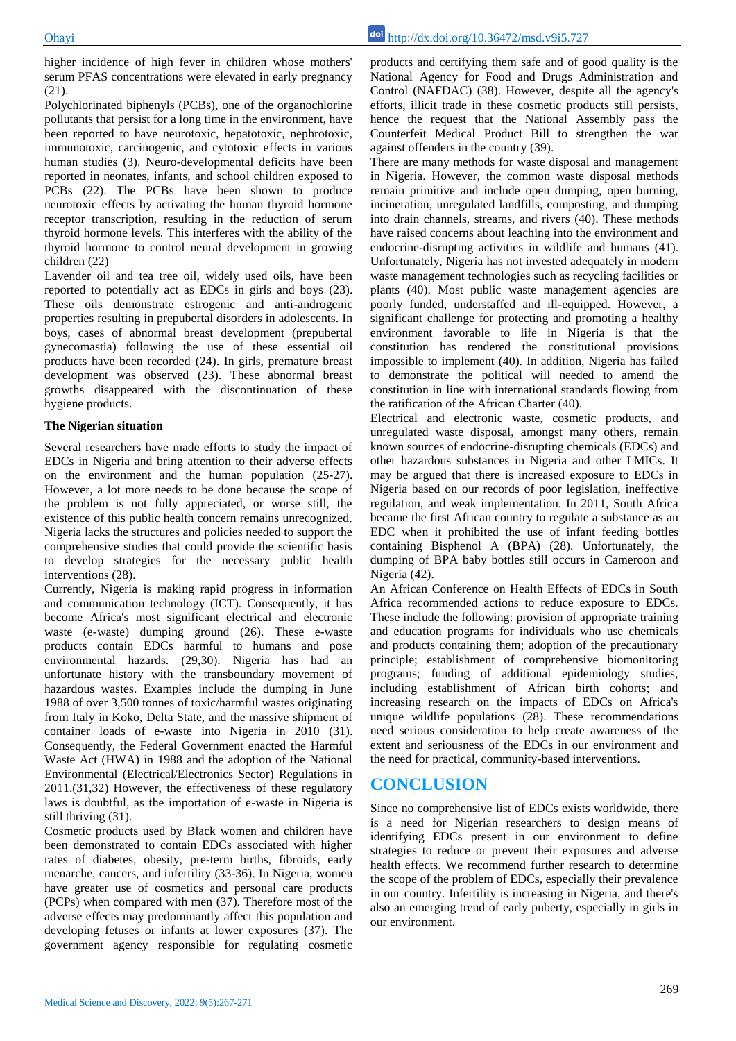higher incidence of high fever in children whose mothers' serum PFAS concentrations were elevated in early pregnancy (21).

Polychlorinated biphenyls (PCBs), one of the organochlorine pollutants that persist for a long time in the environment, have been reported to have neurotoxic, hepatotoxic, nephrotoxic, immunotoxic, carcinogenic, and cytotoxic effects in various human studies (3). Neuro-developmental deficits have been reported in neonates, infants, and school children exposed to PCBs (22). The PCBs have been shown to produce neurotoxic effects by activating the human thyroid hormone receptor transcription, resulting in the reduction of serum thyroid hormone levels. This interferes with the ability of the thyroid hormone to control neural development in growing children (22)

Lavender oil and tea tree oil, widely used oils, have been reported to potentially act as EDCs in girls and boys (23). These oils demonstrate estrogenic and anti-androgenic properties resulting in prepubertal disorders in adolescents. In boys, cases of abnormal breast development (prepubertal gynecomastia) following the use of these essential oil products have been recorded (24). In girls, premature breast development was observed (23). These abnormal breast growths disappeared with the discontinuation of these hygiene products.

**The Nigerian situation**

Several researchers have made efforts to study the impact of EDCs in Nigeria and bring attention to their adverse effects on the environment and the human population (25-27). However, a lot more needs to be done because the scope of the problem is not fully appreciated, or worse still, the existence of this public health concern remains unrecognized. Nigeria lacks the structures and policies needed to support the comprehensive studies that could provide the scientific basis to develop strategies for the necessary public health interventions (28).

Currently, Nigeria is making rapid progress in information and communication technology (ICT). Consequently, it has become Africa's most significant electrical and electronic waste (e-waste) dumping ground (26). These e-waste products contain EDCs harmful to humans and pose environmental hazards. (29,30). Nigeria has had an unfortunate history with the transboundary movement of hazardous wastes. Examples include the dumping in June 1988 of over 3,500 tonnes of toxic/harmful wastes originating from Italy in Koko, Delta State, and the massive shipment of container loads of e-waste into Nigeria in 2010 (31). Consequently, the Federal Government enacted the Harmful Waste Act (HWA) in 1988 and the adoption of the National Environmental (Electrical/Electronics Sector) Regulations in 2011.(31,32) However, the effectiveness of these regulatory laws is doubtful, as the importation of e-waste in Nigeria is still thriving (31).

Cosmetic products used by Black women and children have been demonstrated to contain EDCs associated with higher rates of diabetes, obesity, pre-term births, fibroids, early menarche, cancers, and infertility (33-36). In Nigeria, women have greater use of cosmetics and personal care products (PCPs) when compared with men (37). Therefore most of the adverse effects may predominantly affect this population and developing fetuses or infants at lower exposures (37). The government agency responsible for regulating cosmetic products and certifying them safe and of good quality is the National Agency for Food and Drugs Administration and Control (NAFDAC) (38). However, despite all the agency's efforts, illicit trade in these cosmetic products still persists, hence the request that the National Assembly pass the Counterfeit Medical Product Bill to strengthen the war against offenders in the country (39).

There are many methods for waste disposal and management in Nigeria. However, the common waste disposal methods remain primitive and include open dumping, open burning, incineration, unregulated landfills, composting, and dumping into drain channels, streams, and rivers (40). These methods have raised concerns about leaching into the environment and endocrine-disrupting activities in wildlife and humans (41). Unfortunately, Nigeria has not invested adequately in modern waste management technologies such as recycling facilities or plants (40). Most public waste management agencies are poorly funded, understaffed and ill-equipped. However, a significant challenge for protecting and promoting a healthy environment favorable to life in Nigeria is that the constitution has rendered the constitutional provisions impossible to implement (40). In addition, Nigeria has failed to demonstrate the political will needed to amend the constitution in line with international standards flowing from the ratification of the African Charter (40).

Electrical and electronic waste, cosmetic products, and unregulated waste disposal, amongst many others, remain known sources of endocrine-disrupting chemicals (EDCs) and other hazardous substances in Nigeria and other LMICs. It may be argued that there is increased exposure to EDCs in Nigeria based on our records of poor legislation, ineffective regulation, and weak implementation. In 2011, South Africa became the first African country to regulate a substance as an EDC when it prohibited the use of infant feeding bottles containing Bisphenol A (BPA) (28). Unfortunately, the dumping of BPA baby bottles still occurs in Cameroon and Nigeria (42).

An African Conference on Health Effects of EDCs in South Africa recommended actions to reduce exposure to EDCs. These include the following: provision of appropriate training and education programs for individuals who use chemicals and products containing them; adoption of the precautionary principle; establishment of comprehensive biomonitoring programs; funding of additional epidemiology studies, including establishment of African birth cohorts; and increasing research on the impacts of EDCs on Africa's unique wildlife populations (28). These recommendations need serious consideration to help create awareness of the extent and seriousness of the EDCs in our environment and the need for practical, community-based interventions.

## CONCLUSION

Since no comprehensive list of EDCs exists worldwide, there is a need for Nigerian researchers to design means of identifying EDCs present in our environment to define strategies to reduce or prevent their exposures and adverse health effects. We recommend further research to determine the scope of the problem of EDCs, especially their prevalence in our country. Infertility is increasing in Nigeria, and there's also an emerging trend of early puberty, especially in girls in our environment.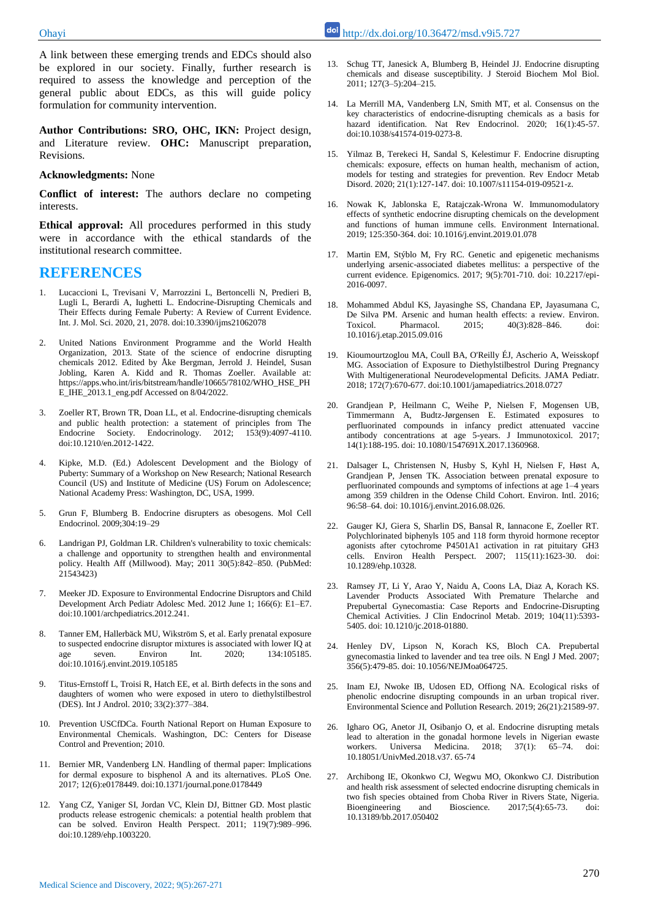A link between these emerging trends and EDCs should also be explored in our society. Finally, further research is required to assess the knowledge and perception of the general public about EDCs, as this will guide policy formulation for community intervention.

**Author Contributions: SRO, OHC, IKN:** Project design, and Literature review. **OHC:** Manuscript preparation, Revisions.

**Acknowledgments:** None

**Conflict of interest:** The authors declare no competing interests.

**Ethical approval:** All procedures performed in this study were in accordance with the ethical standards of the institutional research committee.

## REFERENCES

1. Lucaccioni L, Trevisani V, Marrozzini L, Bertoncelli N, Predieri B, Lugli L, Berardi A, Iughetti L. Endocrine-Disrupting Chemicals and Their Effects during Female Puberty: A Review of Current Evidence. Int. J. Mol. Sci. 2020, 21, 2078. doi:10.3390/ijms21062078
2. United Nations Environment Programme and the World Health Organization, 2013. State of the science of endocrine disrupting chemicals 2012. Edited by Åke Bergman, Jerrold J. Heindel, Susan Jobling, Karen A. Kidd and R. Thomas Zoeller. Available at: https://apps.who.int/iris/bitstream/handle/10665/78102/WHO_HSE_PHE_IHE_2013.1_eng.pdf Accessed on 8/04/2022.
3. Zoeller RT, Brown TR, Doan LL, et al. Endocrine-disrupting chemicals and public health protection: a statement of principles from The Endocrine Society. Endocrinology. 2012; 153(9):4097-4110. doi:10.1210/en.2012-1422.
4. Kipke, M.D. (Ed.) Adolescent Development and the Biology of Puberty: Summary of a Workshop on New Research; National Research Council (US) and Institute of Medicine (US) Forum on Adolescence; National Academy Press: Washington, DC, USA, 1999.
5. Grun F, Blumberg B. Endocrine disrupters as obesogens. Mol Cell Endocrinol. 2009;304:19–29
6. Landrigan PJ, Goldman LR. Children's vulnerability to toxic chemicals: a challenge and opportunity to strengthen health and environmental policy. Health Aff (Millwood). May; 2011 30(5):842–850. (PubMed: 21543423)
7. Meeker JD. Exposure to Environmental Endocrine Disruptors and Child Development Arch Pediatr Adolesc Med. 2012 June 1; 166(6): E1–E7. doi:10.1001/archpediatrics.2012.241.
8. Tanner EM, Hallerbäck MU, Wikström S, et al. Early prenatal exposure to suspected endocrine disruptor mixtures is associated with lower IQ at age seven. Environ Int. 2020; 134:105185. doi:10.1016/j.envint.2019.105185
9. Titus-Ernstoff L, Troisi R, Hatch EE, et al. Birth defects in the sons and daughters of women who were exposed in utero to diethylstilbestrol (DES). Int J Androl. 2010; 33(2):377–384.
10. Prevention USCfDCa. Fourth National Report on Human Exposure to Environmental Chemicals. Washington, DC: Centers for Disease Control and Prevention; 2010.
11. Bernier MR, Vandenberg LN. Handling of thermal paper: Implications for dermal exposure to bisphenol A and its alternatives. PLoS One. 2017; 12(6):e0178449. doi:10.1371/journal.pone.0178449
12. Yang CZ, Yaniger SI, Jordan VC, Klein DJ, Bittner GD. Most plastic products release estrogenic chemicals: a potential health problem that can be solved. Environ Health Perspect. 2011; 119(7):989–996. doi:10.1289/ehp.1003220.
13. Schug TT, Janesick A, Blumberg B, Heindel JJ. Endocrine disrupting chemicals and disease susceptibility. J Steroid Biochem Mol Biol. 2011; 127(3–5):204–215.
14. La Merrill MA, Vandenberg LN, Smith MT, et al. Consensus on the key characteristics of endocrine-disrupting chemicals as a basis for hazard identification. Nat Rev Endocrinol. 2020; 16(1):45-57. doi:10.1038/s41574-019-0273-8.
15. Yilmaz B, Terekeci H, Sandal S, Kelestimur F. Endocrine disrupting chemicals: exposure, effects on human health, mechanism of action, models for testing and strategies for prevention. Rev Endocr Metab Disord. 2020; 21(1):127-147. doi: 10.1007/s11154-019-09521-z.
16. Nowak K, Jablonska E, Ratajczak-Wrona W. Immunomodulatory effects of synthetic endocrine disrupting chemicals on the development and functions of human immune cells. Environment International. 2019; 125:350-364. doi: 10.1016/j.envint.2019.01.078
17. Martin EM, Stýblo M, Fry RC. Genetic and epigenetic mechanisms underlying arsenic-associated diabetes mellitus: a perspective of the current evidence. Epigenomics. 2017; 9(5):701-710. doi: 10.2217/epi-2016-0097.
18. Mohammed Abdul KS, Jayasinghe SS, Chandana EP, Jayasumana C, De Silva PM. Arsenic and human health effects: a review. Environ. Toxicol. Pharmacol. 2015; 40(3):828–846. doi: 10.1016/j.etap.2015.09.016
19. Kioumourtzoglou MA, Coull BA, O'Reilly ÉJ, Ascherio A, Weisskopf MG. Association of Exposure to Diethylstilbestrol During Pregnancy With Multigenerational Neurodevelopmental Deficits. JAMA Pediatr. 2018; 172(7):670-677. doi:10.1001/jamapediatrics.2018.0727
20. Grandjean P, Heilmann C, Weihe P, Nielsen F, Mogensen UB, Timmermann A, Budtz-Jørgensen E. Estimated exposures to perfluorinated compounds in infancy predict attenuated vaccine antibody concentrations at age 5-years. J Immunotoxicol. 2017; 14(1):188-195. doi: 10.1080/1547691X.2017.1360968.
21. Dalsager L, Christensen N, Husby S, Kyhl H, Nielsen F, Høst A, Grandjean P, Jensen TK. Association between prenatal exposure to perfluorinated compounds and symptoms of infections at age 1–4 years among 359 children in the Odense Child Cohort. Environ. Intl. 2016; 96:58–64. doi: 10.1016/j.envint.2016.08.026.
22. Gauger KJ, Giera S, Sharlin DS, Bansal R, Iannacone E, Zoeller RT. Polychlorinated biphenyls 105 and 118 form thyroid hormone receptor agonists after cytochrome P4501A1 activation in rat pituitary GH3 cells. Environ Health Perspect. 2007; 115(11):1623-30. doi: 10.1289/ehp.10328.
23. Ramsey JT, Li Y, Arao Y, Naidu A, Coons LA, Diaz A, Korach KS. Lavender Products Associated With Premature Thelarche and Prepubertal Gynecomastia: Case Reports and Endocrine-Disrupting Chemical Activities. J Clin Endocrinol Metab. 2019; 104(11):5393-5405. doi: 10.1210/jc.2018-01880.
24. Henley DV, Lipson N, Korach KS, Bloch CA. Prepubertal gynecomastia linked to lavender and tea tree oils. N Engl J Med. 2007; 356(5):479-85. doi: 10.1056/NEJMoa064725.
25. Inam EJ, Nwoke IB, Udosen ED, Offiong NA. Ecological risks of phenolic endocrine disrupting compounds in an urban tropical river. Environmental Science and Pollution Research. 2019; 26(21):21589-97.
26. Igharo OG, Anetor JI, Osibanjo O, et al. Endocrine disrupting metals lead to alteration in the gonadal hormone levels in Nigerian ewaste workers. Universa Medicina. 2018; 37(1): 65–74. doi: 10.18051/UnivMed.2018.v37. 65-74
27. Archibong IE, Okonkwo CJ, Wegwu MO, Okonkwo CJ. Distribution and health risk assessment of selected endocrine disrupting chemicals in two fish species obtained from Choba River in Rivers State, Nigeria. Bioengineering and Bioscience. 2017;5(4):65-73. doi: 10.13189/bb.2017.050402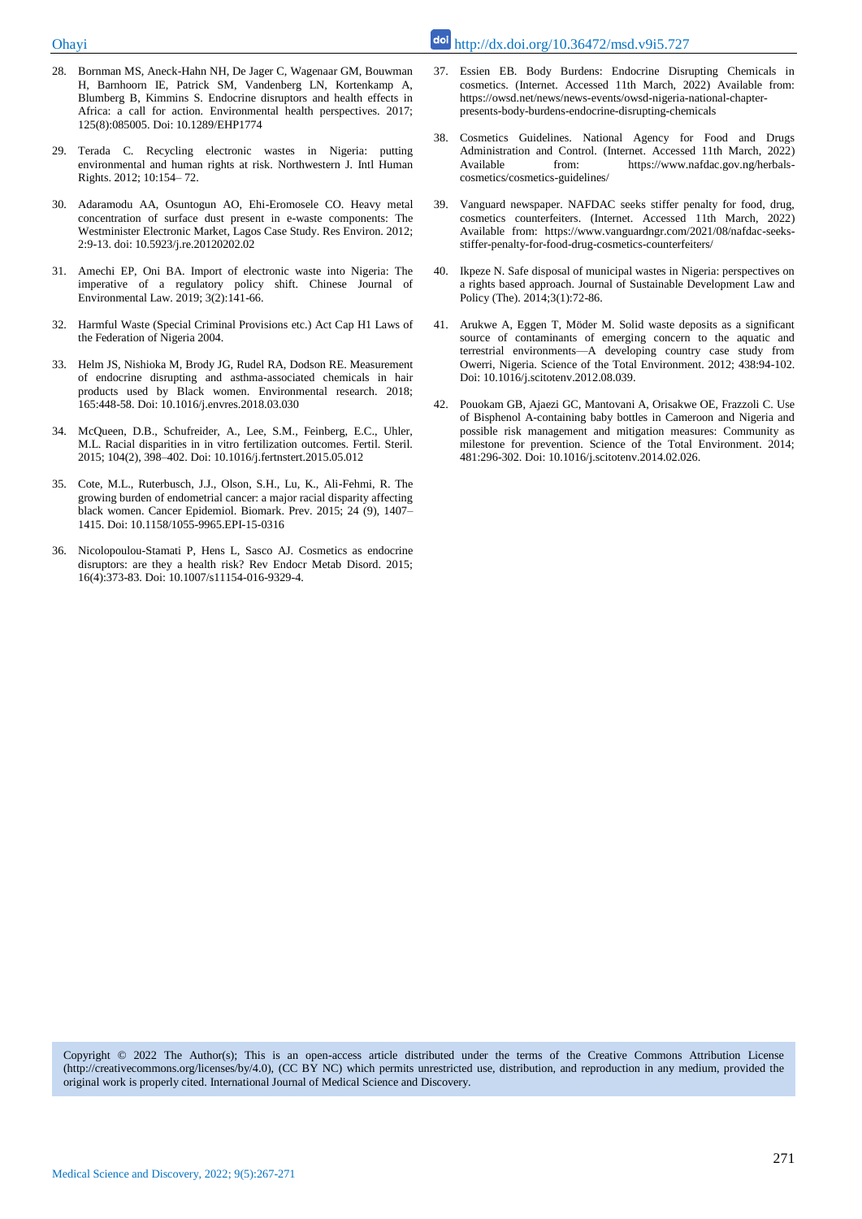28. Bornman MS, Aneck-Hahn NH, De Jager C, Wagenaar GM, Bouwman H, Barnhoorn IE, Patrick SM, Vandenberg LN, Kortenkamp A, Blumberg B, Kimmins S. Endocrine disruptors and health effects in Africa: a call for action. Environmental health perspectives. 2017; 125(8):085005. Doi: 10.1289/EHP1774

29. Terada C. Recycling electronic wastes in Nigeria: putting environmental and human rights at risk. Northwestern J. Intl Human Rights. 2012; 10:154– 72.

30. Adaramodu AA, Osuntogun AO, Ehi-Eromosele CO. Heavy metal concentration of surface dust present in e-waste components: The Westminister Electronic Market, Lagos Case Study. Res Environ. 2012; 2:9-13. doi: 10.5923/j.re.20120202.02

31. Amechi EP, Oni BA. Import of electronic waste into Nigeria: The imperative of a regulatory policy shift. Chinese Journal of Environmental Law. 2019; 3(2):141-66.

32. Harmful Waste (Special Criminal Provisions etc.) Act Cap H1 Laws of the Federation of Nigeria 2004.

33. Helm JS, Nishioka M, Brody JG, Rudel RA, Dodson RE. Measurement of endocrine disrupting and asthma-associated chemicals in hair products used by Black women. Environmental research. 2018; 165:448-58. Doi: 10.1016/j.envres.2018.03.030

34. McQueen, D.B., Schufreider, A., Lee, S.M., Feinberg, E.C., Uhler, M.L. Racial disparities in in vitro fertilization outcomes. Fertil. Steril. 2015; 104(2), 398–402. Doi: 10.1016/j.fertnstert.2015.05.012

35. Cote, M.L., Ruterbusch, J.J., Olson, S.H., Lu, K., Ali-Fehmi, R. The growing burden of endometrial cancer: a major racial disparity affecting black women. Cancer Epidemiol. Biomark. Prev. 2015; 24 (9), 1407–1415. Doi: 10.1158/1055-9965.EPI-15-0316

36. Nicolopoulou-Stamati P, Hens L, Sasco AJ. Cosmetics as endocrine disruptors: are they a health risk? Rev Endocr Metab Disord. 2015; 16(4):373-83. Doi: 10.1007/s11154-016-9329-4.

37. Essien EB. Body Burdens: Endocrine Disrupting Chemicals in cosmetics. (Internet. Accessed 11th March, 2022) Available from: https://owsd.net/news/news-events/owsd-nigeria-national-chapter-presents-body-burdens-endocrine-disrupting-chemicals

38. Cosmetics Guidelines. National Agency for Food and Drugs Administration and Control. (Internet. Accessed 11th March, 2022) Available from: https://www.nafdac.gov.ng/herbals-cosmetics/cosmetics-guidelines/

39. Vanguard newspaper. NAFDAC seeks stiffer penalty for food, drug, cosmetics counterfeiters. (Internet. Accessed 11th March, 2022) Available from: https://www.vanguardngr.com/2021/08/nafdac-seeks-stiffer-penalty-for-food-drug-cosmetics-counterfeiters/

40. Ikpeze N. Safe disposal of municipal wastes in Nigeria: perspectives on a rights based approach. Journal of Sustainable Development Law and Policy (The). 2014;3(1):72-86.

41. Arukwe A, Eggen T, Möder M. Solid waste deposits as a significant source of contaminants of emerging concern to the aquatic and terrestrial environments—A developing country case study from Owerri, Nigeria. Science of the Total Environment. 2012; 438:94-102. Doi: 10.1016/j.scitotenv.2012.08.039.

42. Pouokam GB, Ajaezi GC, Mantovani A, Orisakwe OE, Frazzoli C. Use of Bisphenol A-containing baby bottles in Cameroon and Nigeria and possible risk management and mitigation measures: Community as milestone for prevention. Science of the Total Environment. 2014; 481:296-302. Doi: 10.1016/j.scitotenv.2014.02.026.

Copyright © 2022 The Author(s); This is an open-access article distributed under the terms of the Creative Commons Attribution License (http://creativecommons.org/licenses/by/4.0), (CC BY NC) which permits unrestricted use, distribution, and reproduction in any medium, provided the original work is properly cited. International Journal of Medical Science and Discovery.